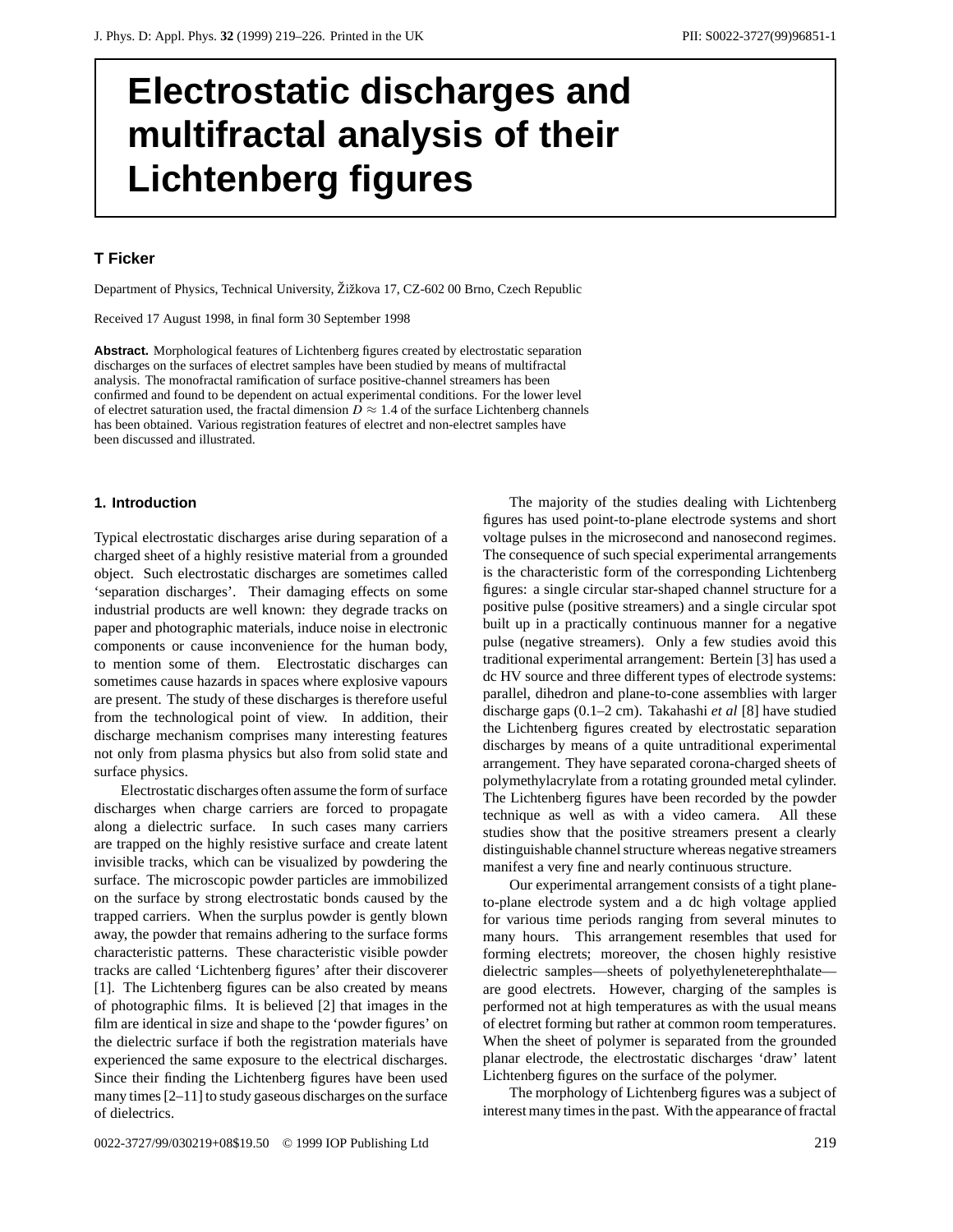# Electrostatic discharges and multifractal analysis of their Lichtenberg figures

**T Ficker**

Department of Physics, Technical University, Žižkova 17, CZ-602 00 Brno, Czech Republic

Received 17 August 1998, in final form 30 September 1998

**Abstract.** Morphological features of Lichtenberg figures created by electrostatic separation discharges on the surfaces of electret samples have been studied by means of multifractal analysis. The monofractal ramification of surface positive-channel streamers has been confirmed and found to be dependent on actual experimental conditions. For the lower level of electret saturation used, the fractal dimension $D \approx 1.4$ of the surface Lichtenberg channels has been obtained. Various registration features of electret and non-electret samples have been discussed and illustrated.

## 1. Introduction

Typical electrostatic discharges arise during separation of a charged sheet of a highly resistive material from a grounded object. Such electrostatic discharges are sometimes called 'separation discharges'. Their damaging effects on some industrial products are well known: they degrade tracks on paper and photographic materials, induce noise in electronic components or cause inconvenience for the human body, to mention some of them. Electrostatic discharges can sometimes cause hazards in spaces where explosive vapours are present. The study of these discharges is therefore useful from the technological point of view. In addition, their discharge mechanism comprises many interesting features not only from plasma physics but also from solid state and surface physics.

Electrostatic discharges often assume the form of surface discharges when charge carriers are forced to propagate along a dielectric surface. In such cases many carriers are trapped on the highly resistive surface and create latent invisible tracks, which can be visualized by powdering the surface. The microscopic powder particles are immobilized on the surface by strong electrostatic bonds caused by the trapped carriers. When the surplus powder is gently blown away, the powder that remains adhering to the surface forms characteristic patterns. These characteristic visible powder tracks are called 'Lichtenberg figures' after their discoverer [1]. The Lichtenberg figures can be also created by means of photographic films. It is believed [2] that images in the film are identical in size and shape to the 'powder figures' on the dielectric surface if both the registration materials have experienced the same exposure to the electrical discharges. Since their finding the Lichtenberg figures have been used many times [2–11] to study gaseous discharges on the surface of dielectrics.

The majority of the studies dealing with Lichtenberg figures has used point-to-plane electrode systems and short voltage pulses in the microsecond and nanosecond regimes. The consequence of such special experimental arrangements is the characteristic form of the corresponding Lichtenberg figures: a single circular star-shaped channel structure for a positive pulse (positive streamers) and a single circular spot built up in a practically continuous manner for a negative pulse (negative streamers). Only a few studies avoid this traditional experimental arrangement: Bertein [3] has used a dc HV source and three different types of electrode systems: parallel, dihedron and plane-to-cone assemblies with larger discharge gaps (0.1–2 cm). Takahashi *et al* [8] have studied the Lichtenberg figures created by electrostatic separation discharges by means of a quite untraditional experimental arrangement. They have separated corona-charged sheets of polymethylacrylate from a rotating grounded metal cylinder. The Lichtenberg figures have been recorded by the powder technique as well as with a video camera. All these studies show that the positive streamers present a clearly distinguishable channel structure whereas negative streamers manifest a very fine and nearly continuous structure.

Our experimental arrangement consists of a tight plane-to-plane electrode system and a dc high voltage applied for various time periods ranging from several minutes to many hours. This arrangement resembles that used for forming electrets; moreover, the chosen highly resistive dielectric samples—sheets of polyethyleneterephthalate—are good electrets. However, charging of the samples is performed not at high temperatures as with the usual means of electret forming but rather at common room temperatures. When the sheet of polymer is separated from the grounded planar electrode, the electrostatic discharges 'draw' latent Lichtenberg figures on the surface of the polymer.

The morphology of Lichtenberg figures was a subject of interest many times in the past. With the appearance of fractal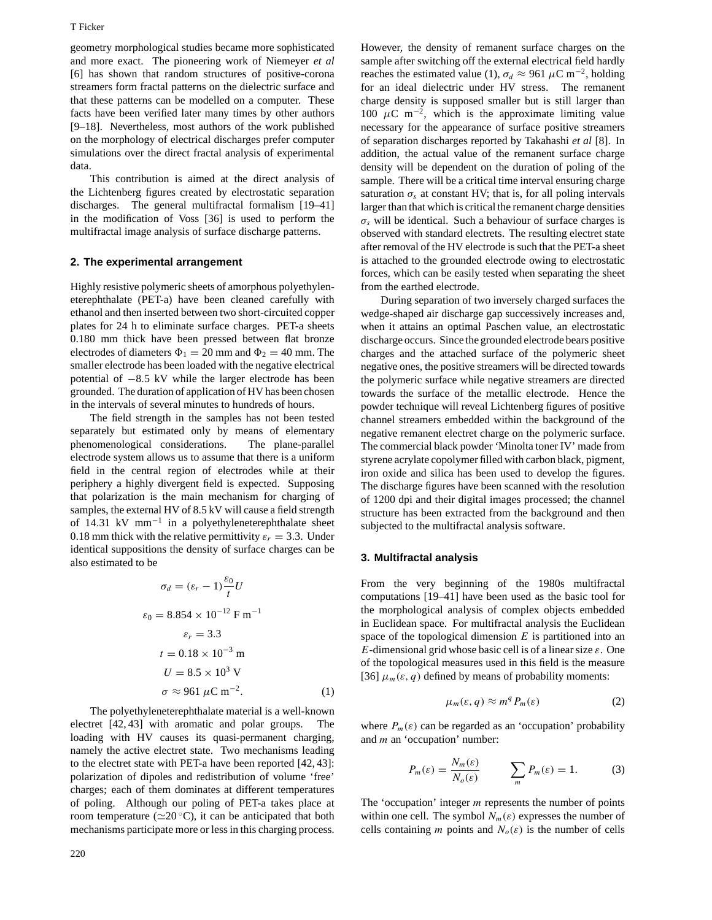geometry morphological studies became more sophisticated and more exact. The pioneering work of Niemeyer *et al* [6] has shown that random structures of positive-corona streamers form fractal patterns on the dielectric surface and that these patterns can be modelled on a computer. These facts have been verified later many times by other authors [9–18]. Nevertheless, most authors of the work published on the morphology of electrical discharges prefer computer simulations over the direct fractal analysis of experimental data.

This contribution is aimed at the direct analysis of the Lichtenberg figures created by electrostatic separation discharges. The general multifractal formalism [19–41] in the modification of Voss [36] is used to perform the multifractal image analysis of surface discharge patterns.

## 2. The experimental arrangement

Highly resistive polymeric sheets of amorphous polyethyleneterephthalate (PET-a) have been cleaned carefully with ethanol and then inserted between two short-circuited copper plates for 24 h to eliminate surface charges. PET-a sheets 0.180 mm thick have been pressed between flat bronze electrodes of diameters $\Phi_1 = 20$ mm and $\Phi_2 = 40$ mm. The smaller electrode has been loaded with the negative electrical potential of $-8.5$ kV while the larger electrode has been grounded. The duration of application of HV has been chosen in the intervals of several minutes to hundreds of hours.

The field strength in the samples has not been tested separately but estimated only by means of elementary phenomenological considerations. The plane-parallel electrode system allows us to assume that there is a uniform field in the central region of electrodes while at their periphery a highly divergent field is expected. Supposing that polarization is the main mechanism for charging of samples, the external HV of 8.5 kV will cause a field strength of 14.31 kV mm$^{-1}$ in a polyethyleneterephthalate sheet 0.18 mm thick with the relative permittivity $\varepsilon_r = 3.3$. Under identical suppositions the density of surface charges can be also estimated to be

$$
\begin{aligned}
\sigma_d &= (\varepsilon_r - 1)\frac{\varepsilon_0}{t}U \\
\varepsilon_0 &= 8.854 \times 10^{-12} \text{ F m}^{-1} \\
\varepsilon_r &= 3.3 \\
t &= 0.18 \times 10^{-3} \text{ m} \\
U &= 8.5 \times 10^{3} \text{ V} \\
\sigma &\approx 961\ \mu\text{C m}^{-2}.
\end{aligned} \tag{1}
$$

The polyethyleneterephthalate material is a well-known electret [42, 43] with aromatic and polar groups. The loading with HV causes its quasi-permanent charging, namely the active electret state. Two mechanisms leading to the electret state with PET-a have been reported [42, 43]: polarization of dipoles and redistribution of volume 'free' charges; each of them dominates at different temperatures of poling. Although our poling of PET-a takes place at room temperature ($\simeq 20\,^\circ$C), it can be anticipated that both mechanisms participate more or less in this charging process. However, the density of remanent surface charges on the sample after switching off the external electrical field hardly reaches the estimated value (1), $\sigma_d \approx 961\ \mu$C m$^{-2}$, holding for an ideal dielectric under HV stress. The remanent charge density is supposed smaller but is still larger than 100 $\mu$C m$^{-2}$, which is the approximate limiting value necessary for the appearance of surface positive streamers of separation discharges reported by Takahashi *et al* [8]. In addition, the actual value of the remanent surface charge density will be dependent on the duration of poling of the sample. There will be a critical time interval ensuring charge saturation $\sigma_s$ at constant HV; that is, for all poling intervals larger than that which is critical the remanent charge densities $\sigma_s$ will be identical. Such a behaviour of surface charges is observed with standard electrets. The resulting electret state after removal of the HV electrode is such that the PET-a sheet is attached to the grounded electrode owing to electrostatic forces, which can be easily tested when separating the sheet from the earthed electrode.

During separation of two inversely charged surfaces the wedge-shaped air discharge gap successively increases and, when it attains an optimal Paschen value, an electrostatic discharge occurs. Since the grounded electrode bears positive charges and the attached surface of the polymeric sheet negative ones, the positive streamers will be directed towards the polymeric surface while negative streamers are directed towards the surface of the metallic electrode. Hence the powder technique will reveal Lichtenberg figures of positive channel streamers embedded within the background of the negative remanent electret charge on the polymeric surface. The commercial black powder 'Minolta toner IV' made from styrene acrylate copolymer filled with carbon black, pigment, iron oxide and silica has been used to develop the figures. The discharge figures have been scanned with the resolution of 1200 dpi and their digital images processed; the channel structure has been extracted from the background and then subjected to the multifractal analysis software.

## 3. Multifractal analysis

From the very beginning of the 1980s multifractal computations [19–41] have been used as the basic tool for the morphological analysis of complex objects embedded in Euclidean space. For multifractal analysis the Euclidean space of the topological dimension $E$ is partitioned into an $E$-dimensional grid whose basic cell is of a linear size $\varepsilon$. One of the topological measures used in this field is the measure [36] $\mu_m(\varepsilon, q)$ defined by means of probability moments:

$$\mu_m(\varepsilon, q) \approx m^q P_m(\varepsilon) \tag{2}$$

where $P_m(\varepsilon)$ can be regarded as an 'occupation' probability and $m$ an 'occupation' number:

$$P_m(\varepsilon) = \frac{N_m(\varepsilon)}{N_o(\varepsilon)} \qquad \sum_m P_m(\varepsilon) = 1. \tag{3}$$

The 'occupation' integer $m$ represents the number of points within one cell. The symbol $N_m(\varepsilon)$ expresses the number of cells containing $m$ points and $N_o(\varepsilon)$ is the number of cells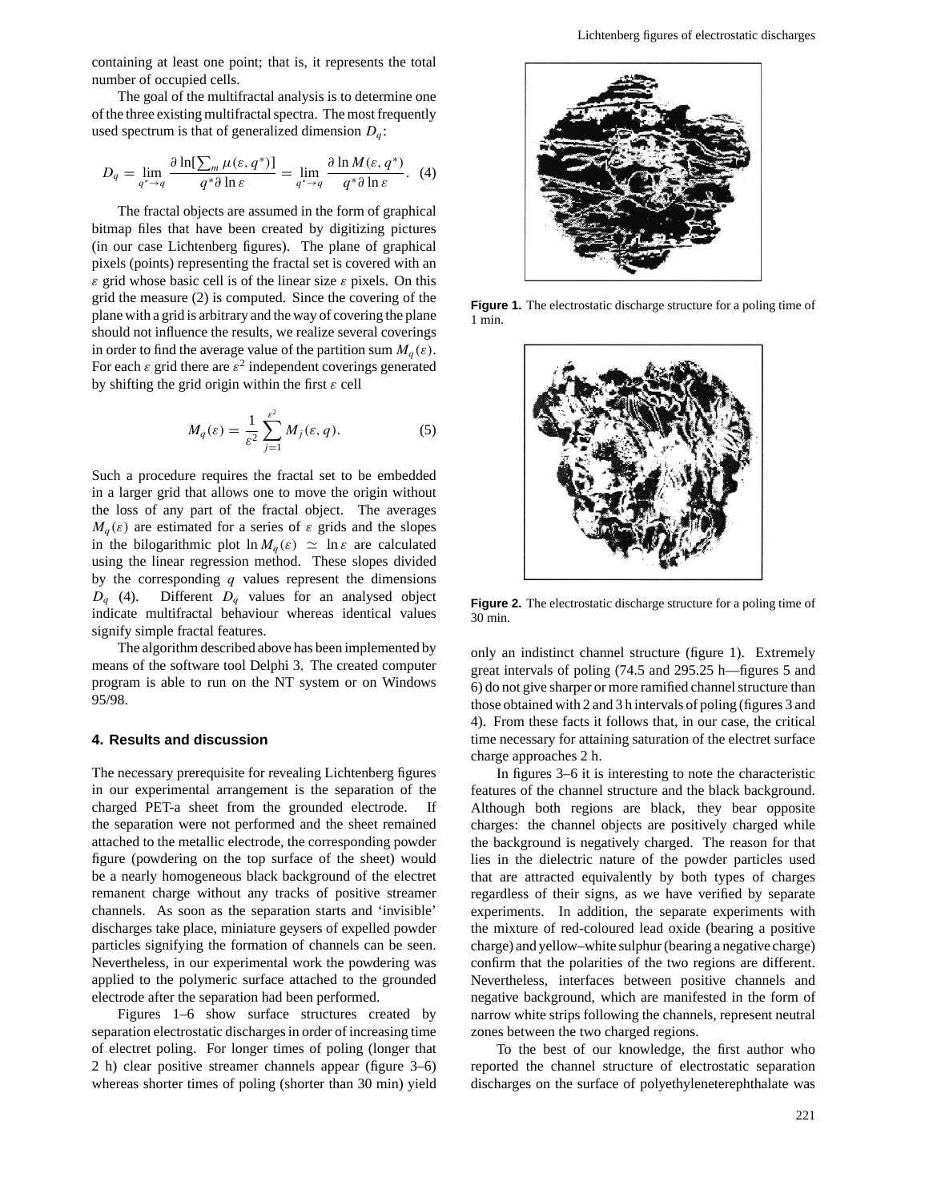containing at least one point; that is, it represents the total number of occupied cells.

The goal of the multifractal analysis is to determine one of the three existing multifractal spectra. The most frequently used spectrum is that of generalized dimension $D_q$:

$$D_q = \lim_{q^* \to q} \frac{\partial \ln[\sum_m \mu(\varepsilon, q^*)]}{q^* \partial \ln \varepsilon} = \lim_{q^* \to q} \frac{\partial \ln M(\varepsilon, q^*)}{q^* \partial \ln \varepsilon}. \quad (4)$$

The fractal objects are assumed in the form of graphical bitmap files that have been created by digitizing pictures (in our case Lichtenberg figures). The plane of graphical pixels (points) representing the fractal set is covered with an $\varepsilon$ grid whose basic cell is of the linear size $\varepsilon$ pixels. On this grid the measure (2) is computed. Since the covering of the plane with a grid is arbitrary and the way of covering the plane should not influence the results, we realize several coverings in order to find the average value of the partition sum $M_q(\varepsilon)$. For each $\varepsilon$ grid there are $\varepsilon^2$ independent coverings generated by shifting the grid origin within the first $\varepsilon$ cell

$$M_q(\varepsilon) = \frac{1}{\varepsilon^2} \sum_{j=1}^{\varepsilon^2} M_j(\varepsilon, q). \quad (5)$$

Such a procedure requires the fractal set to be embedded in a larger grid that allows one to move the origin without the loss of any part of the fractal object. The averages $M_q(\varepsilon)$ are estimated for a series of $\varepsilon$ grids and the slopes in the bilogarithmic plot $\ln M_q(\varepsilon) \simeq \ln \varepsilon$ are calculated using the linear regression method. These slopes divided by the corresponding $q$ values represent the dimensions $D_q$ (4). Different $D_q$ values for an analysed object indicate multifractal behaviour whereas identical values signify simple fractal features.

The algorithm described above has been implemented by means of the software tool Delphi 3. The created computer program is able to run on the NT system or on Windows 95/98.

## 4. Results and discussion

The necessary prerequisite for revealing Lichtenberg figures in our experimental arrangement is the separation of the charged PET-a sheet from the grounded electrode. If the separation were not performed and the sheet remained attached to the metallic electrode, the corresponding powder figure (powdering on the top surface of the sheet) would be a nearly homogeneous black background of the electret remanent charge without any tracks of positive streamer channels. As soon as the separation starts and 'invisible' discharges take place, miniature geysers of expelled powder particles signifying the formation of channels can be seen. Nevertheless, in our experimental work the powdering was applied to the polymeric surface attached to the grounded electrode after the separation had been performed.

Figures 1–6 show surface structures created by separation electrostatic discharges in order of increasing time of electret poling. For longer times of poling (longer that 2 h) clear positive streamer channels appear (figure 3–6) whereas shorter times of poling (shorter than 30 min) yield only an indistinct channel structure (figure 1). Extremely great intervals of poling (74.5 and 295.25 h—figures 5 and 6) do not give sharper or more ramified channel structure than those obtained with 2 and 3 h intervals of poling (figures 3 and 4). From these facts it follows that, in our case, the critical time necessary for attaining saturation of the electret surface charge approaches 2 h.

**Figure 1.** The electrostatic discharge structure for a poling time of 1 min.

**Figure 2.** The electrostatic discharge structure for a poling time of 30 min.

In figures 3–6 it is interesting to note the characteristic features of the channel structure and the black background. Although both regions are black, they bear opposite charges: the channel objects are positively charged while the background is negatively charged. The reason for that lies in the dielectric nature of the powder particles used that are attracted equivalently by both types of charges regardless of their signs, as we have verified by separate experiments. In addition, the separate experiments with the mixture of red-coloured lead oxide (bearing a positive charge) and yellow–white sulphur (bearing a negative charge) confirm that the polarities of the two regions are different. Nevertheless, interfaces between positive channels and negative background, which are manifested in the form of narrow white strips following the channels, represent neutral zones between the two charged regions.

To the best of our knowledge, the first author who reported the channel structure of electrostatic separation discharges on the surface of polyethyleneterephthalate was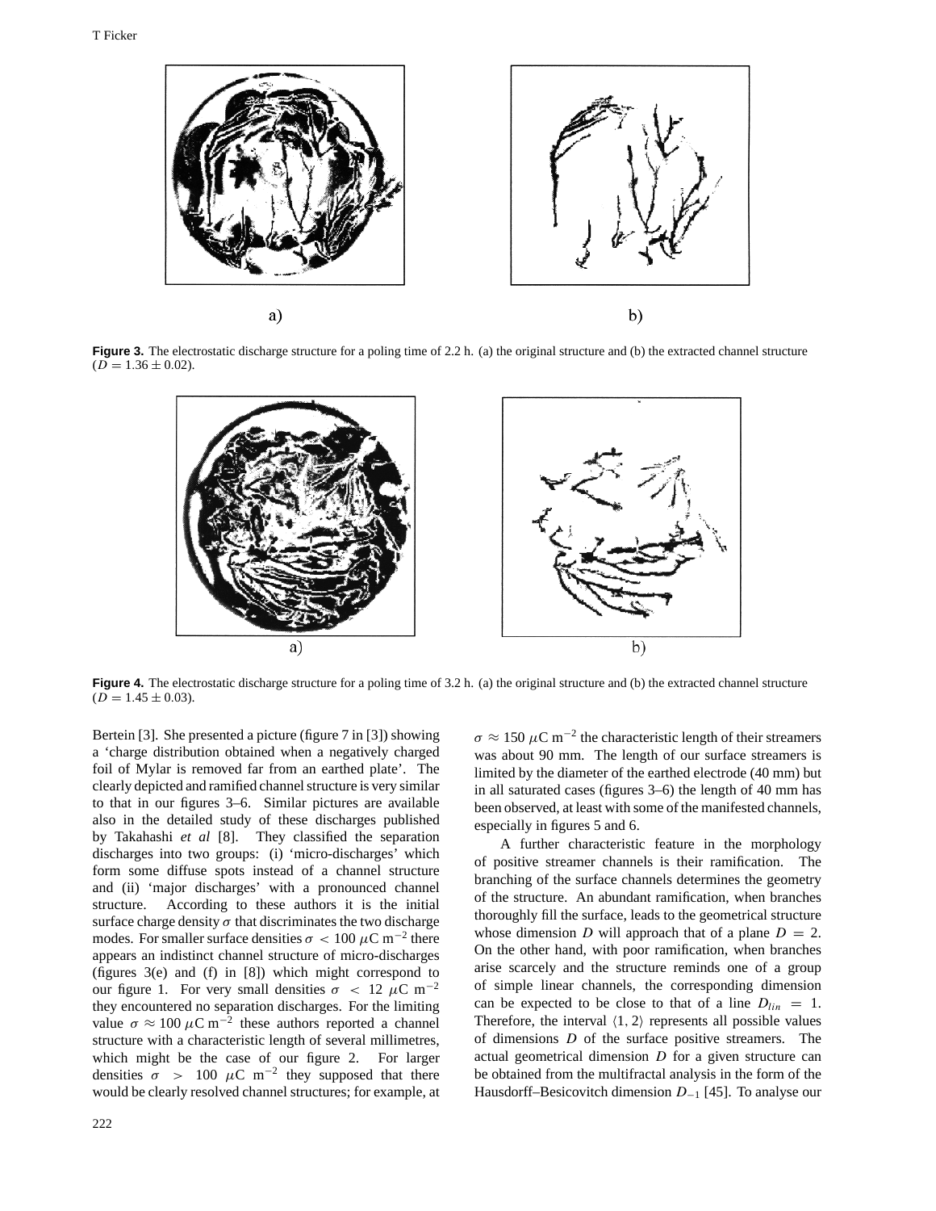Figure 3. The electrostatic discharge structure for a poling time of 2.2 h. (a) the original structure and (b) the extracted channel structure ($D = 1.36 \pm 0.02$).

Figure 4. The electrostatic discharge structure for a poling time of 3.2 h. (a) the original structure and (b) the extracted channel structure ($D = 1.45 \pm 0.03$).

Bertein [3]. She presented a picture (figure 7 in [3]) showing a 'charge distribution obtained when a negatively charged foil of Mylar is removed far from an earthed plate'. The clearly depicted and ramified channel structure is very similar to that in our figures 3–6. Similar pictures are available also in the detailed study of these discharges published by Takahashi *et al* [8]. They classified the separation discharges into two groups: (i) 'micro-discharges' which form some diffuse spots instead of a channel structure and (ii) 'major discharges' with a pronounced channel structure. According to these authors it is the initial surface charge density $\sigma$ that discriminates the two discharge modes. For smaller surface densities $\sigma < 100\ \mu\mathrm{C\ m^{-2}}$ there appears an indistinct channel structure of micro-discharges (figures 3(e) and (f) in [8]) which might correspond to our figure 1. For very small densities $\sigma < 12\ \mu\mathrm{C\ m^{-2}}$ they encountered no separation discharges. For the limiting value $\sigma \approx 100\ \mu\mathrm{C\ m^{-2}}$ these authors reported a channel structure with a characteristic length of several millimetres, which might be the case of our figure 2. For larger densities $\sigma > 100\ \mu\mathrm{C\ m^{-2}}$ they supposed that there would be clearly resolved channel structures; for example, at $\sigma \approx 150\ \mu\mathrm{C\ m^{-2}}$ the characteristic length of their streamers was about 90 mm. The length of our surface streamers is limited by the diameter of the earthed electrode (40 mm) but in all saturated cases (figures 3–6) the length of 40 mm has been observed, at least with some of the manifested channels, especially in figures 5 and 6.

A further characteristic feature in the morphology of positive streamer channels is their ramification. The branching of the surface channels determines the geometry of the structure. An abundant ramification, when branches thoroughly fill the surface, leads to the geometrical structure whose dimension $D$ will approach that of a plane $D = 2$. On the other hand, with poor ramification, when branches arise scarcely and the structure reminds one of a group of simple linear channels, the corresponding dimension can be expected to be close to that of a line $D_{lin} = 1$. Therefore, the interval $\langle 1, 2\rangle$ represents all possible values of dimensions $D$ of the surface positive streamers. The actual geometrical dimension $D$ for a given structure can be obtained from the multifractal analysis in the form of the Hausdorff–Besicovitch dimension $D_{-1}$ [45]. To analyse our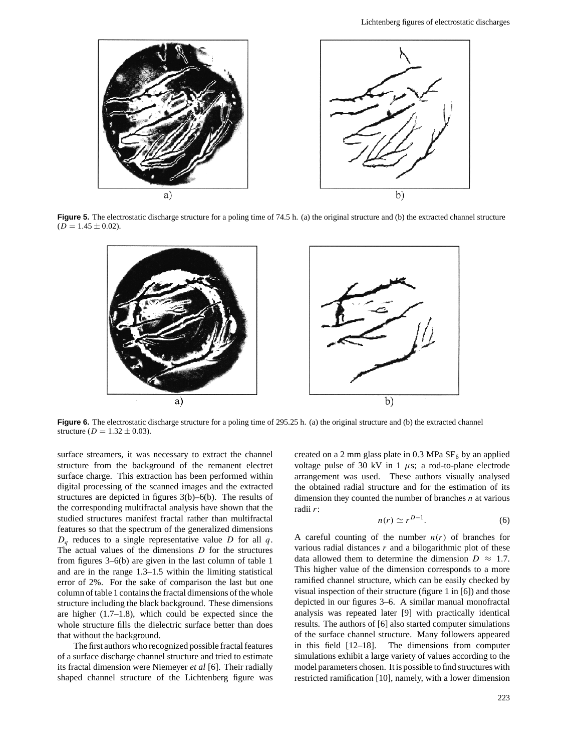a) b)

**Figure 5.** The electrostatic discharge structure for a poling time of 74.5 h. (a) the original structure and (b) the extracted channel structure ($D = 1.45 \pm 0.02$).

a) b)

**Figure 6.** The electrostatic discharge structure for a poling time of 295.25 h. (a) the original structure and (b) the extracted channel structure ($D = 1.32 \pm 0.03$).

surface streamers, it was necessary to extract the channel structure from the background of the remanent electret surface charge. This extraction has been performed within digital processing of the scanned images and the extracted structures are depicted in figures 3(b)–6(b). The results of the corresponding multifractal analysis have shown that the studied structures manifest fractal rather than multifractal features so that the spectrum of the generalized dimensions $D_q$ reduces to a single representative value $D$ for all $q$. The actual values of the dimensions $D$ for the structures from figures 3–6(b) are given in the last column of table 1 and are in the range 1.3–1.5 within the limiting statistical error of 2%. For the sake of comparison the last but one column of table 1 contains the fractal dimensions of the whole structure including the black background. These dimensions are higher (1.7–1.8), which could be expected since the whole structure fills the dielectric surface better than does that without the background.

The first authors who recognized possible fractal features of a surface discharge channel structure and tried to estimate its fractal dimension were Niemeyer *et al* [6]. Their radially shaped channel structure of the Lichtenberg figure was created on a 2 mm glass plate in 0.3 MPa $SF_6$ by an applied voltage pulse of 30 kV in 1 $\mu$s; a rod-to-plane electrode arrangement was used. These authors visually analysed the obtained radial structure and for the estimation of its dimension they counted the number of branches $n$ at various radii $r$:

$$n(r) \simeq r^{D-1}. \tag{6}$$

A careful counting of the number $n(r)$ of branches for various radial distances $r$ and a bilogarithmic plot of these data allowed them to determine the dimension $D \approx 1.7$. This higher value of the dimension corresponds to a more ramified channel structure, which can be easily checked by visual inspection of their structure (figure 1 in [6]) and those depicted in our figures 3–6. A similar manual monofractal analysis was repeated later [9] with practically identical results. The authors of [6] also started computer simulations of the surface channel structure. Many followers appeared in this field [12–18]. The dimensions from computer simulations exhibit a large variety of values according to the model parameters chosen. It is possible to find structures with restricted ramification [10], namely, with a lower dimension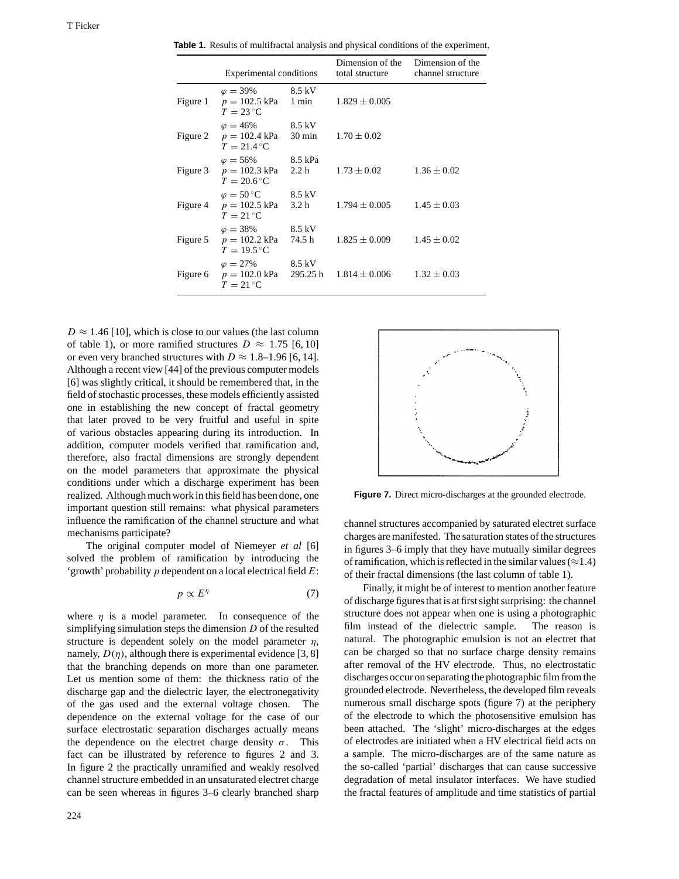**Table 1.** Results of multifractal analysis and physical conditions of the experiment.

| | Experimental conditions | | Dimension of the total structure | Dimension of the channel structure |
|---|---|---|---|---|
| Figure 1 | $\varphi = 39\%$ $p = 102.5$ kPa $T = 23\,^\circ$C | 8.5 kV 1 min | $1.829 \pm 0.005$ | |
| Figure 2 | $\varphi = 46\%$ $p = 102.4$ kPa $T = 21.4\,^\circ$C | 8.5 kV 30 min | $1.70 \pm 0.02$ | |
| Figure 3 | $\varphi = 56\%$ $p = 102.3$ kPa $T = 20.6\,^\circ$C | 8.5 kPa 2.2 h | $1.73 \pm 0.02$ | $1.36 \pm 0.02$ |
| Figure 4 | $\varphi = 50\,^\circ$C $p = 102.5$ kPa $T = 21\,^\circ$C | 8.5 kV 3.2 h | $1.794 \pm 0.005$ | $1.45 \pm 0.03$ |
| Figure 5 | $\varphi = 38\%$ $p = 102.2$ kPa $T = 19.5\,^\circ$C | 8.5 kV 74.5 h | $1.825 \pm 0.009$ | $1.45 \pm 0.02$ |
| Figure 6 | $\varphi = 27\%$ $p = 102.0$ kPa $T = 21\,^\circ$C | 8.5 kV 295.25 h | $1.814 \pm 0.006$ | $1.32 \pm 0.03$ |

$D \approx 1.46$ [10], which is close to our values (the last column of table 1), or more ramified structures $D \approx 1.75$ [6, 10] or even very branched structures with $D \approx 1.8$–$1.96$ [6, 14]. Although a recent view [44] of the previous computer models [6] was slightly critical, it should be remembered that, in the field of stochastic processes, these models efficiently assisted one in establishing the new concept of fractal geometry that later proved to be very fruitful and useful in spite of various obstacles appearing during its introduction. In addition, computer models verified that ramification and, therefore, also fractal dimensions are strongly dependent on the model parameters that approximate the physical conditions under which a discharge experiment has been realized. Although much work in this field has been done, one important question still remains: what physical parameters influence the ramification of the channel structure and what mechanisms participate?

The original computer model of Niemeyer *et al* [6] solved the problem of ramification by introducing the 'growth' probability $p$ dependent on a local electrical field $E$:

$$p \propto E^{\eta} \tag{7}$$

where $\eta$ is a model parameter. In consequence of the simplifying simulation steps the dimension $D$ of the resulted structure is dependent solely on the model parameter $\eta$, namely, $D(\eta)$, although there is experimental evidence [3, 8] that the branching depends on more than one parameter. Let us mention some of them: the thickness ratio of the discharge gap and the dielectric layer, the electronegativity of the gas used and the external voltage chosen. The dependence on the external voltage for the case of our surface electrostatic separation discharges actually means the dependence on the electret charge density $\sigma$. This fact can be illustrated by reference to figures 2 and 3. In figure 2 the practically unramified and weakly resolved channel structure embedded in an unsaturated electret charge can be seen whereas in figures 3–6 clearly branched sharp channel structures accompanied by saturated electret surface charges are manifested. The saturation states of the structures in figures 3–6 imply that they have mutually similar degrees of ramification, which is reflected in the similar values ($\approx 1.4$) of their fractal dimensions (the last column of table 1).

**Figure 7.** Direct micro-discharges at the grounded electrode.

Finally, it might be of interest to mention another feature of discharge figures that is at first sight surprising: the channel structure does not appear when one is using a photographic film instead of the dielectric sample. The reason is natural. The photographic emulsion is not an electret that can be charged so that no surface charge density remains after removal of the HV electrode. Thus, no electrostatic discharges occur on separating the photographic film from the grounded electrode. Nevertheless, the developed film reveals numerous small discharge spots (figure 7) at the periphery of the electrode to which the photosensitive emulsion has been attached. The 'slight' micro-discharges at the edges of electrodes are initiated when a HV electrical field acts on a sample. The micro-discharges are of the same nature as the so-called 'partial' discharges that can cause successive degradation of metal insulator interfaces. We have studied the fractal features of amplitude and time statistics of partial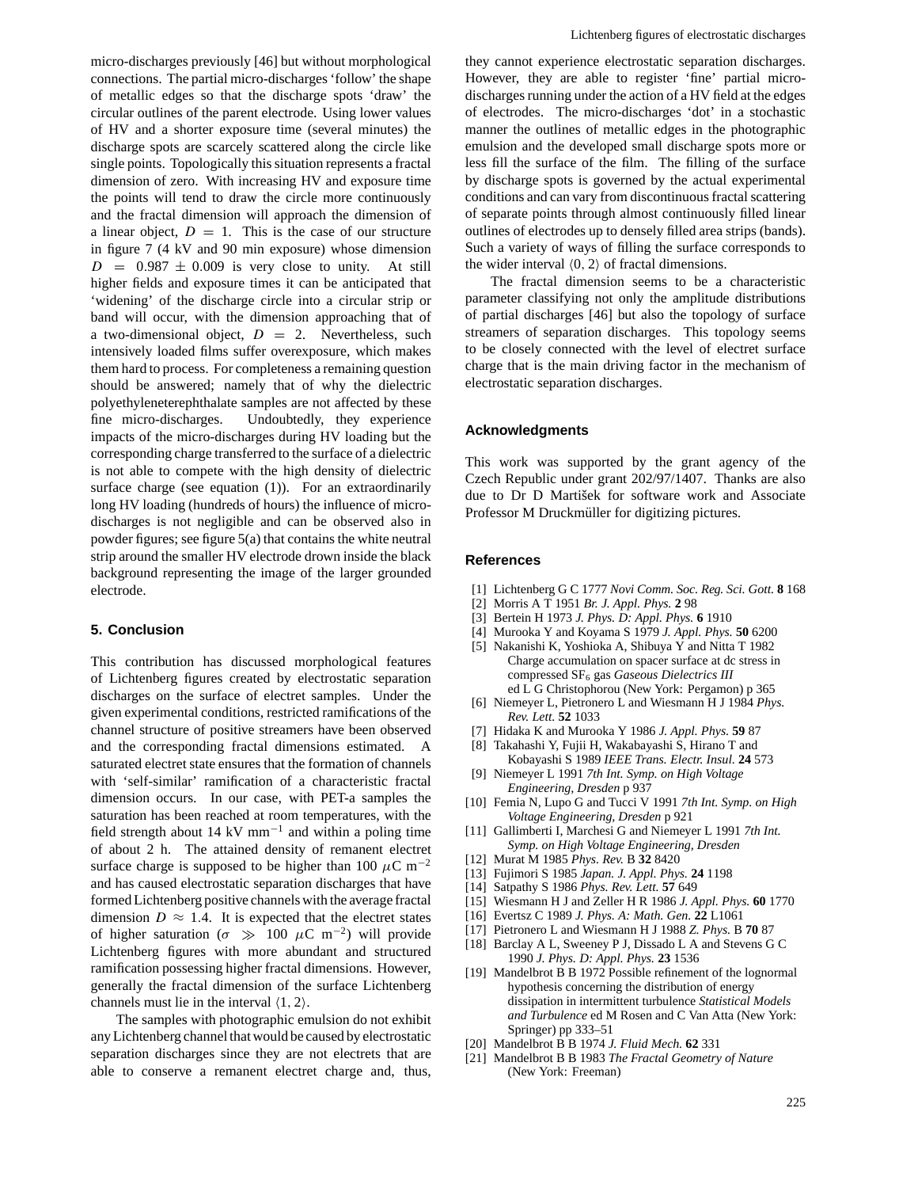micro-discharges previously [46] but without morphological connections. The partial micro-discharges 'follow' the shape of metallic edges so that the discharge spots 'draw' the circular outlines of the parent electrode. Using lower values of HV and a shorter exposure time (several minutes) the discharge spots are scarcely scattered along the circle like single points. Topologically this situation represents a fractal dimension of zero. With increasing HV and exposure time the points will tend to draw the circle more continuously and the fractal dimension will approach the dimension of a linear object, $D = 1$. This is the case of our structure in figure 7 (4 kV and 90 min exposure) whose dimension $D = 0.987 \pm 0.009$ is very close to unity. At still higher fields and exposure times it can be anticipated that 'widening' of the discharge circle into a circular strip or band will occur, with the dimension approaching that of a two-dimensional object, $D = 2$. Nevertheless, such intensively loaded films suffer overexposure, which makes them hard to process. For completeness a remaining question should be answered; namely that of why the dielectric polyethyleneterephthalate samples are not affected by these fine micro-discharges. Undoubtedly, they experience impacts of the micro-discharges during HV loading but the corresponding charge transferred to the surface of a dielectric is not able to compete with the high density of dielectric surface charge (see equation (1)). For an extraordinarily long HV loading (hundreds of hours) the influence of micro-discharges is not negligible and can be observed also in powder figures; see figure 5(a) that contains the white neutral strip around the smaller HV electrode drown inside the black background representing the image of the larger grounded electrode.

## 5. Conclusion

This contribution has discussed morphological features of Lichtenberg figures created by electrostatic separation discharges on the surface of electret samples. Under the given experimental conditions, restricted ramifications of the channel structure of positive streamers have been observed and the corresponding fractal dimensions estimated. A saturated electret state ensures that the formation of channels with 'self-similar' ramification of a characteristic fractal dimension occurs. In our case, with PET-a samples the saturation has been reached at room temperatures, with the field strength about 14 kV mm$^{-1}$ and within a poling time of about 2 h. The attained density of remanent electret surface charge is supposed to be higher than 100 $\mu$C m$^{-2}$ and has caused electrostatic separation discharges that have formed Lichtenberg positive channels with the average fractal dimension $D \approx 1.4$. It is expected that the electret states of higher saturation ($\sigma \gg 100$ $\mu$C m$^{-2}$) will provide Lichtenberg figures with more abundant and structured ramification possessing higher fractal dimensions. However, generally the fractal dimension of the surface Lichtenberg channels must lie in the interval $\langle 1, 2 \rangle$.

The samples with photographic emulsion do not exhibit any Lichtenberg channel that would be caused by electrostatic separation discharges since they are not electrets that are able to conserve a remanent electret charge and, thus, they cannot experience electrostatic separation discharges. However, they are able to register 'fine' partial micro-discharges running under the action of a HV field at the edges of electrodes. The micro-discharges 'dot' in a stochastic manner the outlines of metallic edges in the photographic emulsion and the developed small discharge spots more or less fill the surface of the film. The filling of the surface by discharge spots is governed by the actual experimental conditions and can vary from discontinuous fractal scattering of separate points through almost continuously filled linear outlines of electrodes up to densely filled area strips (bands). Such a variety of ways of filling the surface corresponds to the wider interval $\langle 0, 2 \rangle$ of fractal dimensions.

The fractal dimension seems to be a characteristic parameter classifying not only the amplitude distributions of partial discharges [46] but also the topology of surface streamers of separation discharges. This topology seems to be closely connected with the level of electret surface charge that is the main driving factor in the mechanism of electrostatic separation discharges.

## Acknowledgments

This work was supported by the grant agency of the Czech Republic under grant 202/97/1407. Thanks are also due to Dr D Martišek for software work and Associate Professor M Druckmüller for digitizing pictures.

## References

[1] Lichtenberg G C 1777 *Novi Comm. Soc. Reg. Sci. Gott.* **8** 168
[2] Morris A T 1951 *Br. J. Appl. Phys.* **2** 98
[3] Bertein H 1973 *J. Phys. D: Appl. Phys.* **6** 1910
[4] Murooka Y and Koyama S 1979 *J. Appl. Phys.* **50** 6200
[5] Nakanishi K, Yoshioka A, Shibuya Y and Nitta T 1982 Charge accumulation on spacer surface at dc stress in compressed $SF_6$ gas *Gaseous Dielectrics III* ed L G Christophorou (New York: Pergamon) p 365
[6] Niemeyer L, Pietronero L and Wiesmann H J 1984 *Phys. Rev. Lett.* **52** 1033
[7] Hidaka K and Murooka Y 1986 *J. Appl. Phys.* **59** 87
[8] Takahashi Y, Fujii H, Wakabayashi S, Hirano T and Kobayashi S 1989 *IEEE Trans. Electr. Insul.* **24** 573
[9] Niemeyer L 1991 *7th Int. Symp. on High Voltage Engineering, Dresden* p 937
[10] Femia N, Lupo G and Tucci V 1991 *7th Int. Symp. on High Voltage Engineering, Dresden* p 921
[11] Gallimberti I, Marchesi G and Niemeyer L 1991 *7th Int. Symp. on High Voltage Engineering, Dresden*
[12] Murat M 1985 *Phys. Rev.* B **32** 8420
[13] Fujimori S 1985 *Japan. J. Appl. Phys.* **24** 1198
[14] Satpathy S 1986 *Phys. Rev. Lett.* **57** 649
[15] Wiesmann H J and Zeller H R 1986 *J. Appl. Phys.* **60** 1770
[16] Evertsz C 1989 *J. Phys. A: Math. Gen.* **22** L1061
[17] Pietronero L and Wiesmann H J 1988 *Z. Phys.* B **70** 87
[18] Barclay A L, Sweeney P J, Dissado L A and Stevens G C 1990 *J. Phys. D: Appl. Phys.* **23** 1536
[19] Mandelbrot B B 1972 Possible refinement of the lognormal hypothesis concerning the distribution of energy dissipation in intermittent turbulence *Statistical Models and Turbulence* ed M Rosen and C Van Atta (New York: Springer) pp 333–51
[20] Mandelbrot B B 1974 *J. Fluid Mech.* **62** 331
[21] Mandelbrot B B 1983 *The Fractal Geometry of Nature* (New York: Freeman)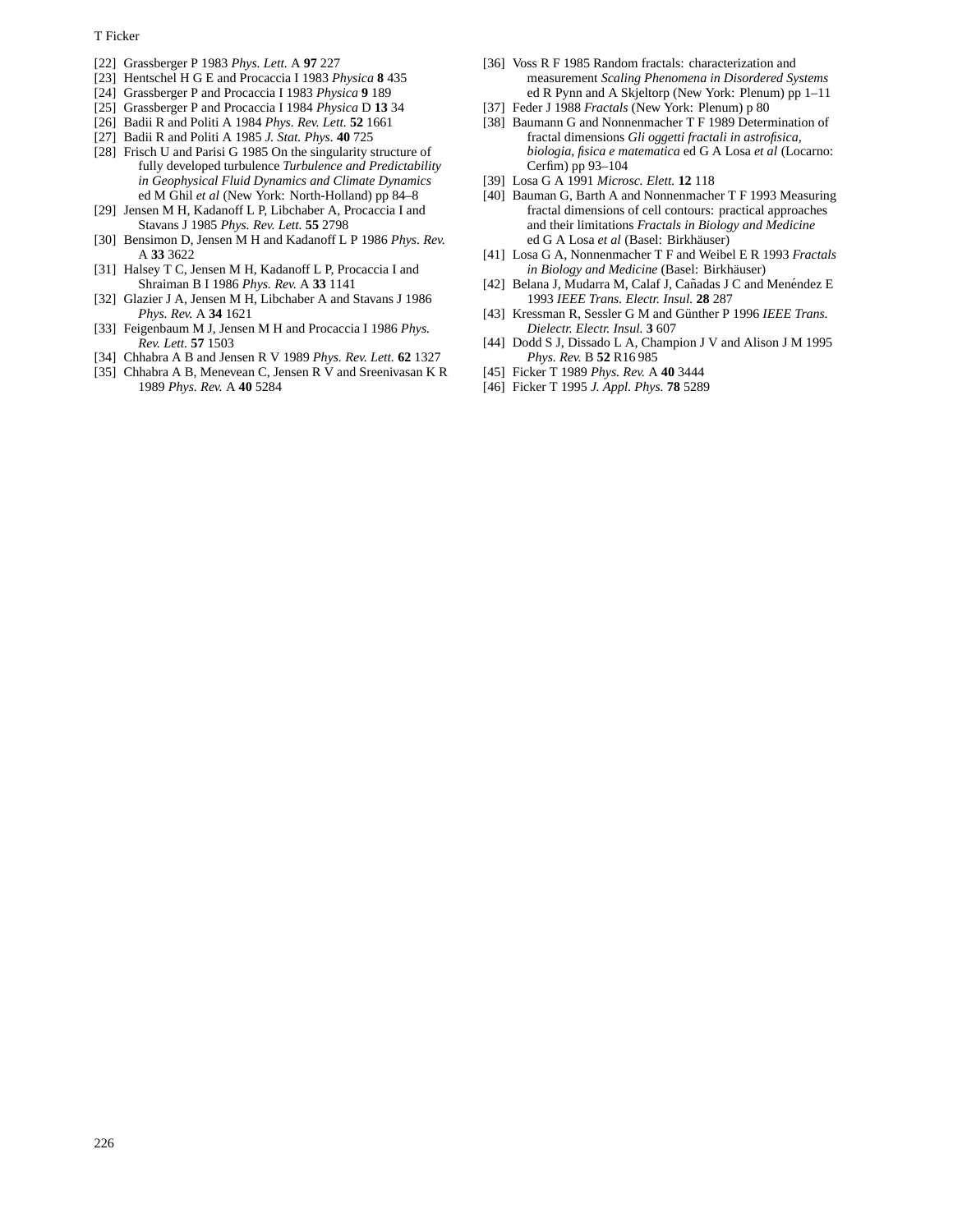[22] Grassberger P 1983 *Phys. Lett.* A **97** 227

[23] Hentschel H G E and Procaccia I 1983 *Physica* **8** 435

[24] Grassberger P and Procaccia I 1983 *Physica* **9** 189

[25] Grassberger P and Procaccia I 1984 *Physica* D **13** 34

[26] Badii R and Politi A 1984 *Phys. Rev. Lett.* **52** 1661

[27] Badii R and Politi A 1985 *J. Stat. Phys.* **40** 725

[28] Frisch U and Parisi G 1985 On the singularity structure of fully developed turbulence *Turbulence and Predictability in Geophysical Fluid Dynamics and Climate Dynamics* ed M Ghil *et al* (New York: North-Holland) pp 84–8

[29] Jensen M H, Kadanoff L P, Libchaber A, Procaccia I and Stavans J 1985 *Phys. Rev. Lett.* **55** 2798

[30] Bensimon D, Jensen M H and Kadanoff L P 1986 *Phys. Rev.* A **33** 3622

[31] Halsey T C, Jensen M H, Kadanoff L P, Procaccia I and Shraiman B I 1986 *Phys. Rev.* A **33** 1141

[32] Glazier J A, Jensen M H, Libchaber A and Stavans J 1986 *Phys. Rev.* A **34** 1621

[33] Feigenbaum M J, Jensen M H and Procaccia I 1986 *Phys. Rev. Lett.* **57** 1503

[34] Chhabra A B and Jensen R V 1989 *Phys. Rev. Lett.* **62** 1327

[35] Chhabra A B, Menevean C, Jensen R V and Sreenivasan K R 1989 *Phys. Rev.* A **40** 5284

[36] Voss R F 1985 Random fractals: characterization and measurement *Scaling Phenomena in Disordered Systems* ed R Pynn and A Skjeltorp (New York: Plenum) pp 1–11

[37] Feder J 1988 *Fractals* (New York: Plenum) p 80

[38] Baumann G and Nonnenmacher T F 1989 Determination of fractal dimensions *Gli oggetti fractali in astrofisica, biologia, fisica e matematica* ed G A Losa *et al* (Locarno: Cerfim) pp 93–104

[39] Losa G A 1991 *Microsc. Elett.* **12** 118

[40] Bauman G, Barth A and Nonnenmacher T F 1993 Measuring fractal dimensions of cell contours: practical approaches and their limitations *Fractals in Biology and Medicine* ed G A Losa *et al* (Basel: Birkhäuser)

[41] Losa G A, Nonnenmacher T F and Weibel E R 1993 *Fractals in Biology and Medicine* (Basel: Birkhäuser)

[42] Belana J, Mudarra M, Calaf J, Cañadas J C and Menéndez E 1993 *IEEE Trans. Electr. Insul.* **28** 287

[43] Kressman R, Sessler G M and Günther P 1996 *IEEE Trans. Dielectr. Electr. Insul.* **3** 607

[44] Dodd S J, Dissado L A, Champion J V and Alison J M 1995 *Phys. Rev.* B **52** R16 985

[45] Ficker T 1989 *Phys. Rev.* A **40** 3444

[46] Ficker T 1995 *J. Appl. Phys.* **78** 5289